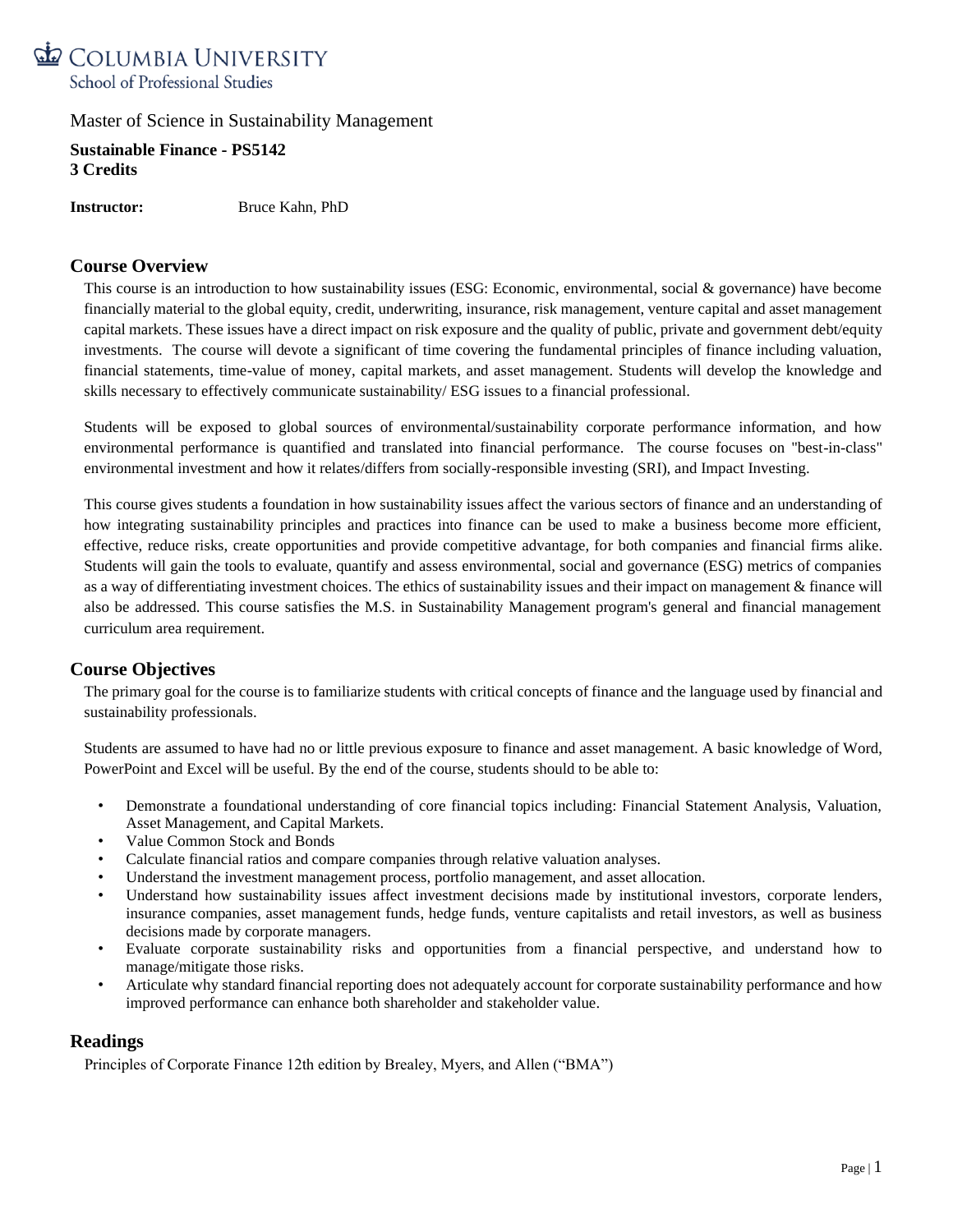# COLUMBIA UNIVERSITY
School of Professional Studies

Master of Science in Sustainability Management

**Sustainable Finance - PS5142**
**3 Credits**

**Instructor:** Bruce Kahn, PhD

## Course Overview

This course is an introduction to how sustainability issues (ESG: Economic, environmental, social & governance) have become financially material to the global equity, credit, underwriting, insurance, risk management, venture capital and asset management capital markets. These issues have a direct impact on risk exposure and the quality of public, private and government debt/equity investments. The course will devote a significant of time covering the fundamental principles of finance including valuation, financial statements, time-value of money, capital markets, and asset management. Students will develop the knowledge and skills necessary to effectively communicate sustainability/ ESG issues to a financial professional.

Students will be exposed to global sources of environmental/sustainability corporate performance information, and how environmental performance is quantified and translated into financial performance. The course focuses on "best-in-class" environmental investment and how it relates/differs from socially-responsible investing (SRI), and Impact Investing.

This course gives students a foundation in how sustainability issues affect the various sectors of finance and an understanding of how integrating sustainability principles and practices into finance can be used to make a business become more efficient, effective, reduce risks, create opportunities and provide competitive advantage, for both companies and financial firms alike. Students will gain the tools to evaluate, quantify and assess environmental, social and governance (ESG) metrics of companies as a way of differentiating investment choices. The ethics of sustainability issues and their impact on management & finance will also be addressed. This course satisfies the M.S. in Sustainability Management program's general and financial management curriculum area requirement.

## Course Objectives

The primary goal for the course is to familiarize students with critical concepts of finance and the language used by financial and sustainability professionals.

Students are assumed to have had no or little previous exposure to finance and asset management. A basic knowledge of Word, PowerPoint and Excel will be useful. By the end of the course, students should to be able to:

- Demonstrate a foundational understanding of core financial topics including: Financial Statement Analysis, Valuation, Asset Management, and Capital Markets.
- Value Common Stock and Bonds
- Calculate financial ratios and compare companies through relative valuation analyses.
- Understand the investment management process, portfolio management, and asset allocation.
- Understand how sustainability issues affect investment decisions made by institutional investors, corporate lenders, insurance companies, asset management funds, hedge funds, venture capitalists and retail investors, as well as business decisions made by corporate managers.
- Evaluate corporate sustainability risks and opportunities from a financial perspective, and understand how to manage/mitigate those risks.
- Articulate why standard financial reporting does not adequately account for corporate sustainability performance and how improved performance can enhance both shareholder and stakeholder value.

## Readings

Principles of Corporate Finance 12th edition by Brealey, Myers, and Allen ("BMA")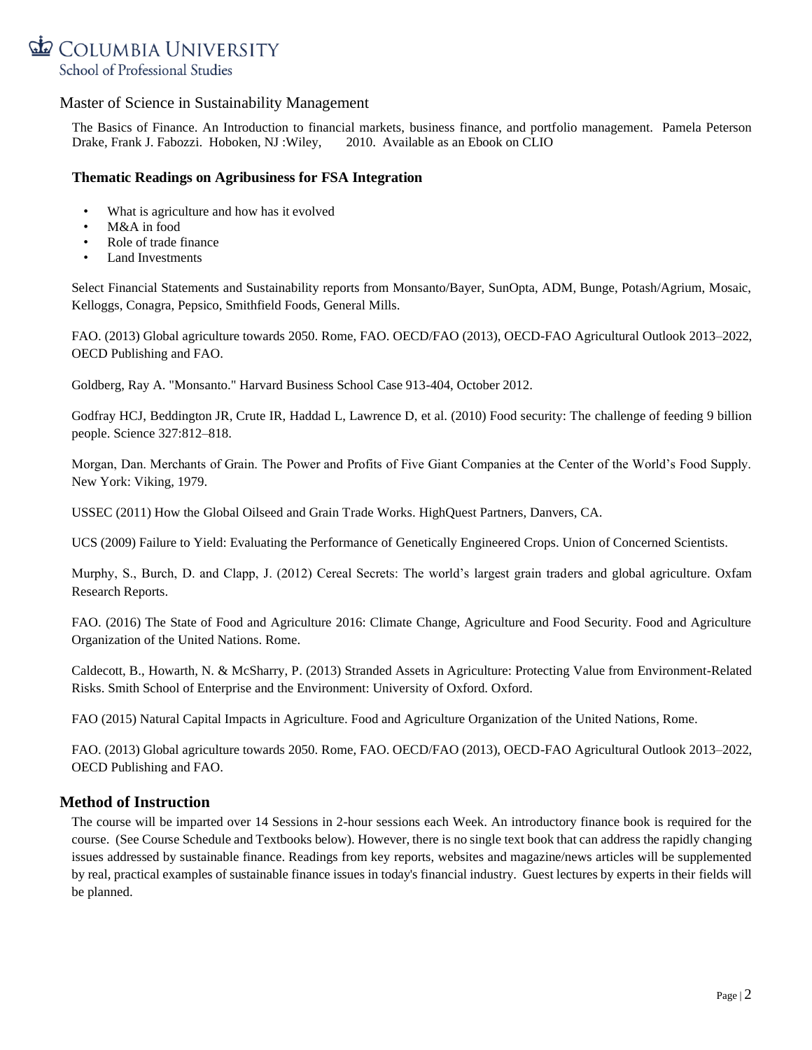Master of Science in Sustainability Management

The Basics of Finance. An Introduction to financial markets, business finance, and portfolio management. Pamela Peterson Drake, Frank J. Fabozzi. Hoboken, NJ :Wiley, 2010. Available as an Ebook on CLIO

### Thematic Readings on Agribusiness for FSA Integration

- What is agriculture and how has it evolved
- M&A in food
- Role of trade finance
- Land Investments

Select Financial Statements and Sustainability reports from Monsanto/Bayer, SunOpta, ADM, Bunge, Potash/Agrium, Mosaic, Kelloggs, Conagra, Pepsico, Smithfield Foods, General Mills.

FAO. (2013) Global agriculture towards 2050. Rome, FAO. OECD/FAO (2013), OECD-FAO Agricultural Outlook 2013–2022, OECD Publishing and FAO.

Goldberg, Ray A. "Monsanto." Harvard Business School Case 913-404, October 2012.

Godfray HCJ, Beddington JR, Crute IR, Haddad L, Lawrence D, et al. (2010) Food security: The challenge of feeding 9 billion people. Science 327:812–818.

Morgan, Dan. Merchants of Grain. The Power and Profits of Five Giant Companies at the Center of the World's Food Supply. New York: Viking, 1979.

USSEC (2011) How the Global Oilseed and Grain Trade Works. HighQuest Partners, Danvers, CA.

UCS (2009) Failure to Yield: Evaluating the Performance of Genetically Engineered Crops. Union of Concerned Scientists.

Murphy, S., Burch, D. and Clapp, J. (2012) Cereal Secrets: The world's largest grain traders and global agriculture. Oxfam Research Reports.

FAO. (2016) The State of Food and Agriculture 2016: Climate Change, Agriculture and Food Security. Food and Agriculture Organization of the United Nations. Rome.

Caldecott, B., Howarth, N. & McSharry, P. (2013) Stranded Assets in Agriculture: Protecting Value from Environment-Related Risks. Smith School of Enterprise and the Environment: University of Oxford. Oxford.

FAO (2015) Natural Capital Impacts in Agriculture. Food and Agriculture Organization of the United Nations, Rome.

FAO. (2013) Global agriculture towards 2050. Rome, FAO. OECD/FAO (2013), OECD-FAO Agricultural Outlook 2013–2022, OECD Publishing and FAO.

## Method of Instruction

The course will be imparted over 14 Sessions in 2-hour sessions each Week. An introductory finance book is required for the course. (See Course Schedule and Textbooks below). However, there is no single text book that can address the rapidly changing issues addressed by sustainable finance. Readings from key reports, websites and magazine/news articles will be supplemented by real, practical examples of sustainable finance issues in today's financial industry. Guest lectures by experts in their fields will be planned.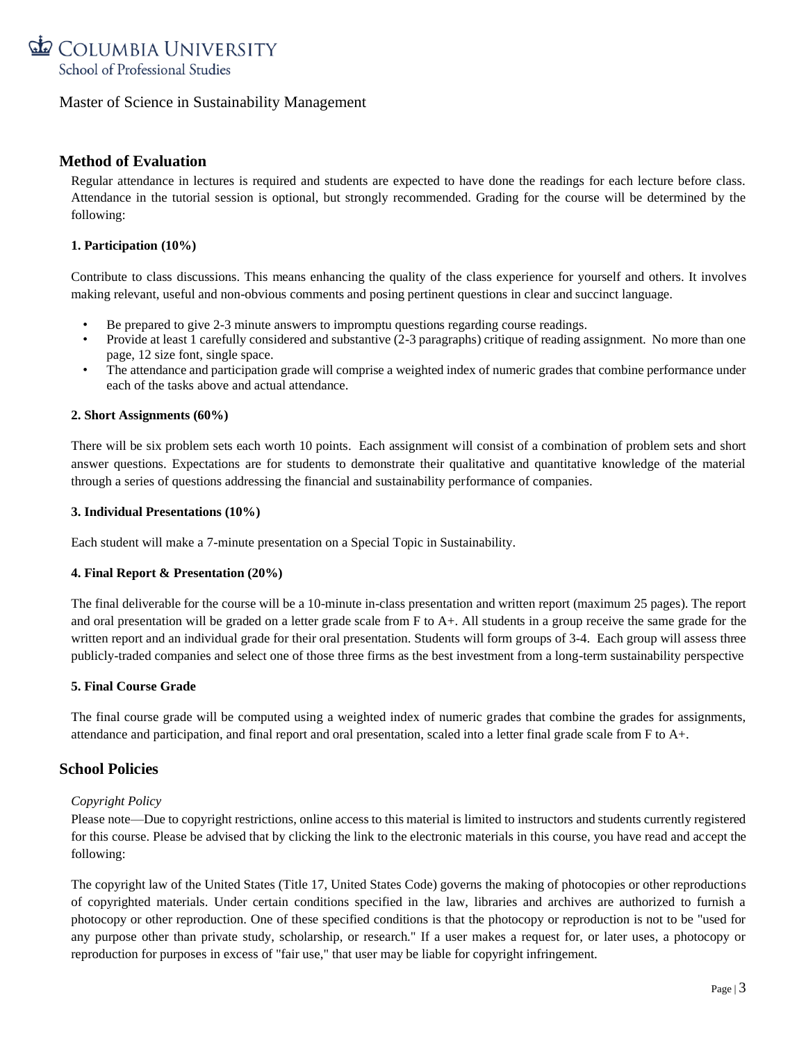## Method of Evaluation

Regular attendance in lectures is required and students are expected to have done the readings for each lecture before class. Attendance in the tutorial session is optional, but strongly recommended. Grading for the course will be determined by the following:

**1. Participation (10%)**

Contribute to class discussions. This means enhancing the quality of the class experience for yourself and others. It involves making relevant, useful and non-obvious comments and posing pertinent questions in clear and succinct language.

- Be prepared to give 2-3 minute answers to impromptu questions regarding course readings.
- Provide at least 1 carefully considered and substantive (2-3 paragraphs) critique of reading assignment. No more than one page, 12 size font, single space.
- The attendance and participation grade will comprise a weighted index of numeric grades that combine performance under each of the tasks above and actual attendance.

**2. Short Assignments (60%)**

There will be six problem sets each worth 10 points. Each assignment will consist of a combination of problem sets and short answer questions. Expectations are for students to demonstrate their qualitative and quantitative knowledge of the material through a series of questions addressing the financial and sustainability performance of companies.

**3. Individual Presentations (10%)**

Each student will make a 7-minute presentation on a Special Topic in Sustainability.

**4. Final Report & Presentation (20%)**

The final deliverable for the course will be a 10-minute in-class presentation and written report (maximum 25 pages). The report and oral presentation will be graded on a letter grade scale from F to A+. All students in a group receive the same grade for the written report and an individual grade for their oral presentation. Students will form groups of 3-4. Each group will assess three publicly-traded companies and select one of those three firms as the best investment from a long-term sustainability perspective

**5. Final Course Grade**

The final course grade will be computed using a weighted index of numeric grades that combine the grades for assignments, attendance and participation, and final report and oral presentation, scaled into a letter final grade scale from F to A+.

## School Policies

*Copyright Policy*

Please note—Due to copyright restrictions, online access to this material is limited to instructors and students currently registered for this course. Please be advised that by clicking the link to the electronic materials in this course, you have read and accept the following:

The copyright law of the United States (Title 17, United States Code) governs the making of photocopies or other reproductions of copyrighted materials. Under certain conditions specified in the law, libraries and archives are authorized to furnish a photocopy or other reproduction. One of these specified conditions is that the photocopy or reproduction is not to be "used for any purpose other than private study, scholarship, or research." If a user makes a request for, or later uses, a photocopy or reproduction for purposes in excess of "fair use," that user may be liable for copyright infringement.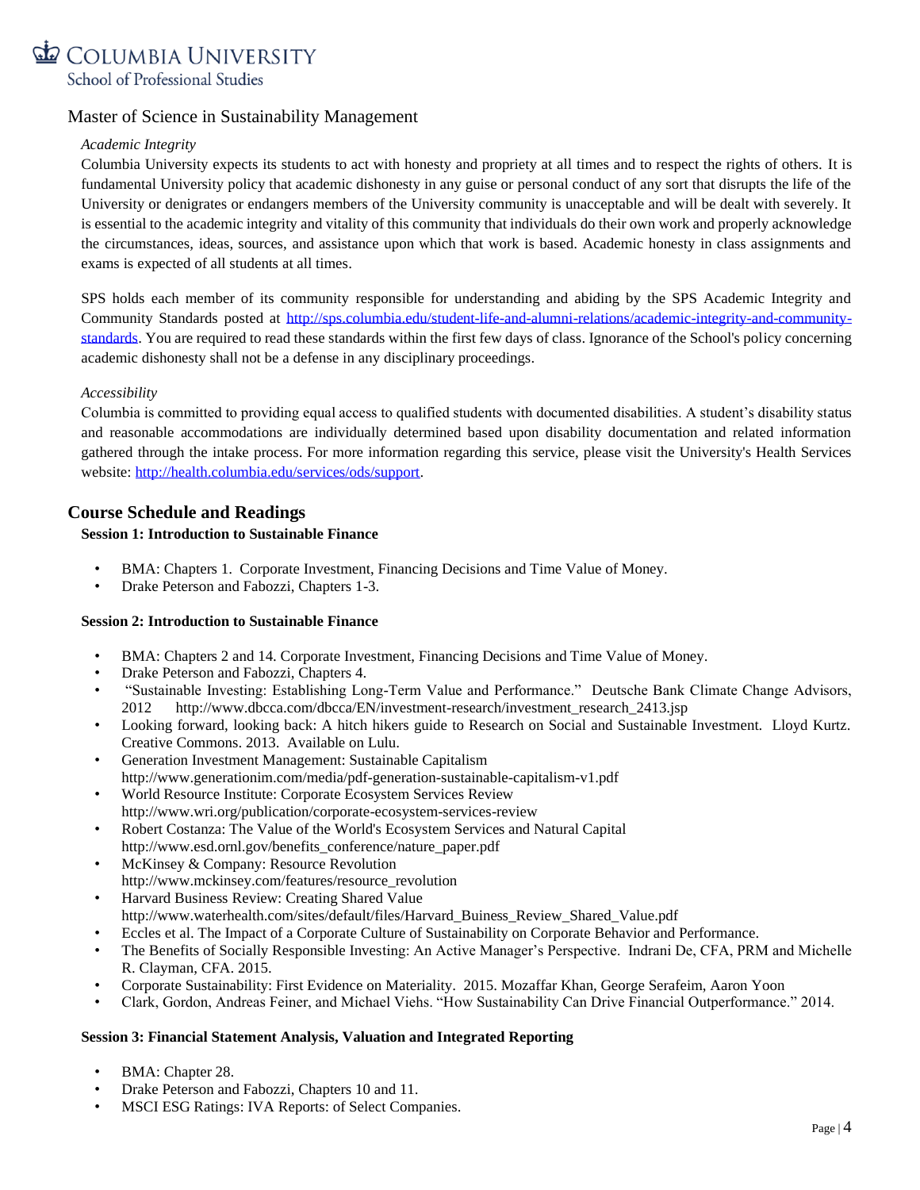Master of Science in Sustainability Management

*Academic Integrity*

Columbia University expects its students to act with honesty and propriety at all times and to respect the rights of others. It is fundamental University policy that academic dishonesty in any guise or personal conduct of any sort that disrupts the life of the University or denigrates or endangers members of the University community is unacceptable and will be dealt with severely. It is essential to the academic integrity and vitality of this community that individuals do their own work and properly acknowledge the circumstances, ideas, sources, and assistance upon which that work is based. Academic honesty in class assignments and exams is expected of all students at all times.

SPS holds each member of its community responsible for understanding and abiding by the SPS Academic Integrity and Community Standards posted at http://sps.columbia.edu/student-life-and-alumni-relations/academic-integrity-and-community-standards. You are required to read these standards within the first few days of class. Ignorance of the School's policy concerning academic dishonesty shall not be a defense in any disciplinary proceedings.

*Accessibility*

Columbia is committed to providing equal access to qualified students with documented disabilities. A student's disability status and reasonable accommodations are individually determined based upon disability documentation and related information gathered through the intake process. For more information regarding this service, please visit the University's Health Services website: http://health.columbia.edu/services/ods/support.

## Course Schedule and Readings

**Session 1: Introduction to Sustainable Finance**

- BMA: Chapters 1. Corporate Investment, Financing Decisions and Time Value of Money.
- Drake Peterson and Fabozzi, Chapters 1-3.

**Session 2: Introduction to Sustainable Finance**

- BMA: Chapters 2 and 14. Corporate Investment, Financing Decisions and Time Value of Money.
- Drake Peterson and Fabozzi, Chapters 4.
- "Sustainable Investing: Establishing Long-Term Value and Performance." Deutsche Bank Climate Change Advisors, 2012 http://www.dbcca.com/dbcca/EN/investment-research/investment_research_2413.jsp
- Looking forward, looking back: A hitch hikers guide to Research on Social and Sustainable Investment. Lloyd Kurtz. Creative Commons. 2013. Available on Lulu.
- Generation Investment Management: Sustainable Capitalism http://www.generationim.com/media/pdf-generation-sustainable-capitalism-v1.pdf
- World Resource Institute: Corporate Ecosystem Services Review http://www.wri.org/publication/corporate-ecosystem-services-review
- Robert Costanza: The Value of the World's Ecosystem Services and Natural Capital http://www.esd.ornl.gov/benefits_conference/nature_paper.pdf
- McKinsey & Company: Resource Revolution http://www.mckinsey.com/features/resource_revolution
- Harvard Business Review: Creating Shared Value http://www.waterhealth.com/sites/default/files/Harvard_Buiness_Review_Shared_Value.pdf
- Eccles et al. The Impact of a Corporate Culture of Sustainability on Corporate Behavior and Performance.
- The Benefits of Socially Responsible Investing: An Active Manager's Perspective. Indrani De, CFA, PRM and Michelle R. Clayman, CFA. 2015.
- Corporate Sustainability: First Evidence on Materiality. 2015. Mozaffar Khan, George Serafeim, Aaron Yoon
- Clark, Gordon, Andreas Feiner, and Michael Viehs. "How Sustainability Can Drive Financial Outperformance." 2014.

**Session 3: Financial Statement Analysis, Valuation and Integrated Reporting**

- BMA: Chapter 28.
- Drake Peterson and Fabozzi, Chapters 10 and 11.
- MSCI ESG Ratings: IVA Reports: of Select Companies.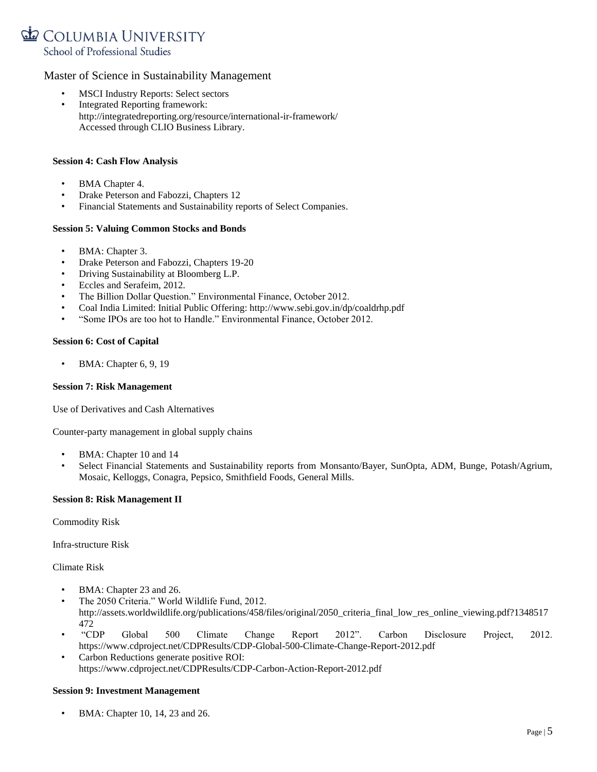- MSCI Industry Reports: Select sectors
- Integrated Reporting framework: http://integratedreporting.org/resource/international-ir-framework/ Accessed through CLIO Business Library.

**Session 4: Cash Flow Analysis**

- BMA Chapter 4.
- Drake Peterson and Fabozzi, Chapters 12
- Financial Statements and Sustainability reports of Select Companies.

**Session 5: Valuing Common Stocks and Bonds**

- BMA: Chapter 3.
- Drake Peterson and Fabozzi, Chapters 19-20
- Driving Sustainability at Bloomberg L.P.
- Eccles and Serafeim, 2012.
- The Billion Dollar Question." Environmental Finance, October 2012.
- Coal India Limited: Initial Public Offering: http://www.sebi.gov.in/dp/coaldrhp.pdf
- "Some IPOs are too hot to Handle." Environmental Finance, October 2012.

**Session 6: Cost of Capital**

- BMA: Chapter 6, 9, 19

**Session 7: Risk Management**

Use of Derivatives and Cash Alternatives

Counter-party management in global supply chains

- BMA: Chapter 10 and 14
- Select Financial Statements and Sustainability reports from Monsanto/Bayer, SunOpta, ADM, Bunge, Potash/Agrium, Mosaic, Kelloggs, Conagra, Pepsico, Smithfield Foods, General Mills.

**Session 8: Risk Management II**

Commodity Risk

Infra-structure Risk

Climate Risk

- BMA: Chapter 23 and 26.
- The 2050 Criteria." World Wildlife Fund, 2012. http://assets.worldwildlife.org/publications/458/files/original/2050_criteria_final_low_res_online_viewing.pdf?1348517472
- "CDP Global 500 Climate Change Report 2012". Carbon Disclosure Project, 2012. https://www.cdproject.net/CDPResults/CDP-Global-500-Climate-Change-Report-2012.pdf
- Carbon Reductions generate positive ROI: https://www.cdproject.net/CDPResults/CDP-Carbon-Action-Report-2012.pdf

**Session 9: Investment Management**

- BMA: Chapter 10, 14, 23 and 26.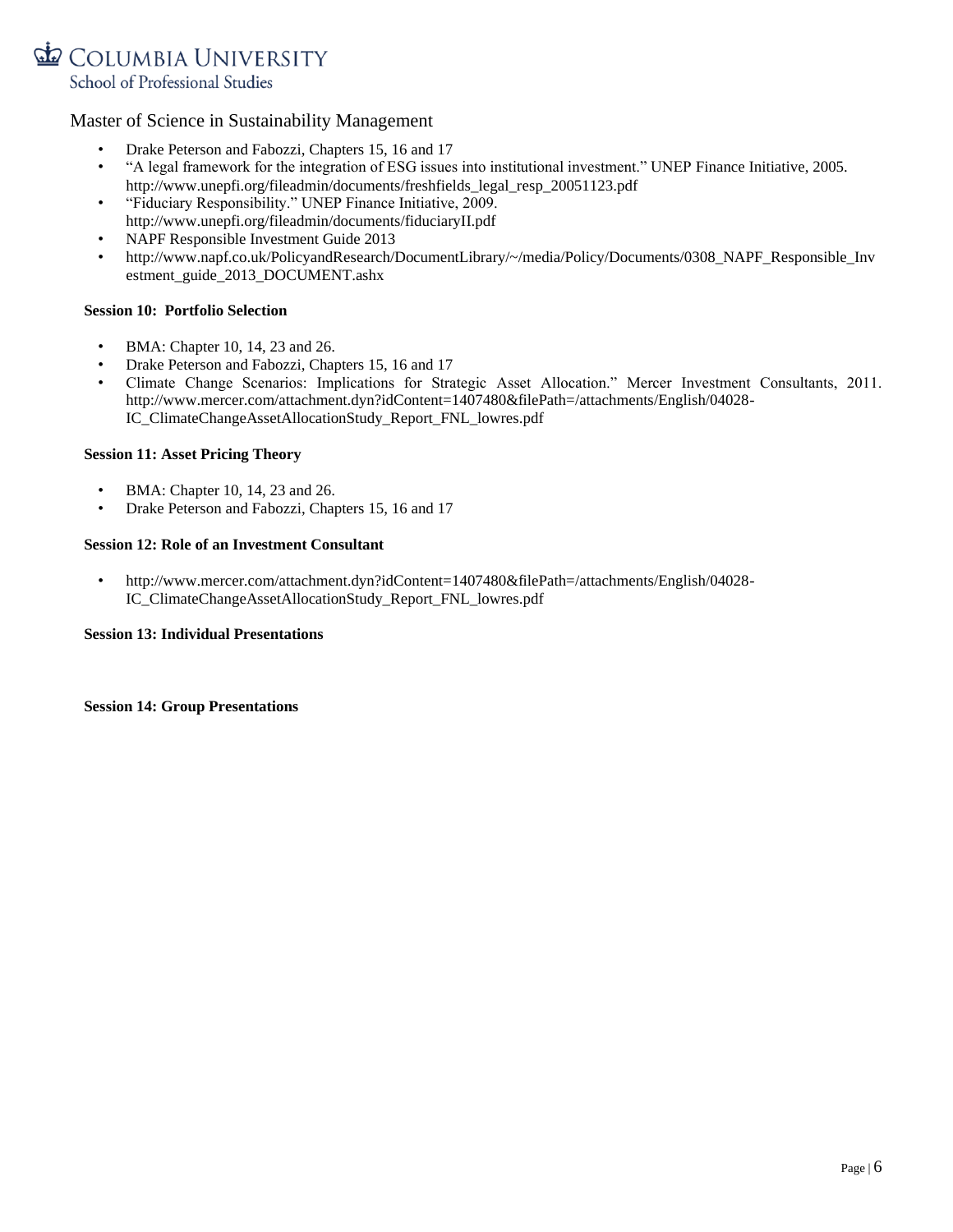- Drake Peterson and Fabozzi, Chapters 15, 16 and 17
- "A legal framework for the integration of ESG issues into institutional investment." UNEP Finance Initiative, 2005. http://www.unepfi.org/fileadmin/documents/freshfields_legal_resp_20051123.pdf
- "Fiduciary Responsibility." UNEP Finance Initiative, 2009. http://www.unepfi.org/fileadmin/documents/fiduciaryII.pdf
- NAPF Responsible Investment Guide 2013
- http://www.napf.co.uk/PolicyandResearch/DocumentLibrary/~/media/Policy/Documents/0308_NAPF_Responsible_Investment_guide_2013_DOCUMENT.ashx

**Session 10: Portfolio Selection**

- BMA: Chapter 10, 14, 23 and 26.
- Drake Peterson and Fabozzi, Chapters 15, 16 and 17
- Climate Change Scenarios: Implications for Strategic Asset Allocation." Mercer Investment Consultants, 2011. http://www.mercer.com/attachment.dyn?idContent=1407480&filePath=/attachments/English/04028-IC_ClimateChangeAssetAllocationStudy_Report_FNL_lowres.pdf

**Session 11: Asset Pricing Theory**

- BMA: Chapter 10, 14, 23 and 26.
- Drake Peterson and Fabozzi, Chapters 15, 16 and 17

**Session 12: Role of an Investment Consultant**

- http://www.mercer.com/attachment.dyn?idContent=1407480&filePath=/attachments/English/04028-IC_ClimateChangeAssetAllocationStudy_Report_FNL_lowres.pdf

**Session 13: Individual Presentations**

**Session 14: Group Presentations**